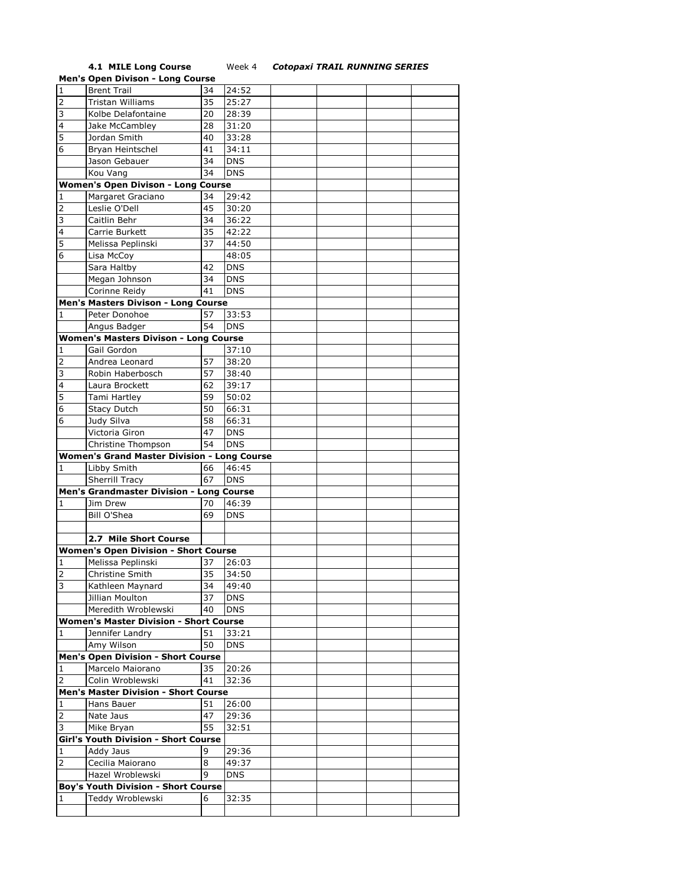**4.1 MILE Long Course** Week 4 ***Cotopaxi TRAIL RUNNING SERIES***

| | | | | | | | |
|---|---|---|---|---|---|---|---|
| **Men's Open Divison - Long Course** | | | | | | | |
| 1 | Brent Trail | 34 | 24:52 | | | | |
| 2 | Tristan Williams | 35 | 25:27 | | | | |
| 3 | Kolbe Delafontaine | 20 | 28:39 | | | | |
| 4 | Jake McCambley | 28 | 31:20 | | | | |
| 5 | Jordan Smith | 40 | 33:28 | | | | |
| 6 | Bryan Heintschel | 41 | 34:11 | | | | |
| | Jason Gebauer | 34 | DNS | | | | |
| | Kou Vang | 34 | DNS | | | | |
| **Women's Open Divison - Long Course** | | | | | | | |
| 1 | Margaret Graciano | 34 | 29:42 | | | | |
| 2 | Leslie O'Dell | 45 | 30:20 | | | | |
| 3 | Caitlin Behr | 34 | 36:22 | | | | |
| 4 | Carrie Burkett | 35 | 42:22 | | | | |
| 5 | Melissa Peplinski | 37 | 44:50 | | | | |
| 6 | Lisa McCoy | | 48:05 | | | | |
| | Sara Haltby | 42 | DNS | | | | |
| | Megan Johnson | 34 | DNS | | | | |
| | Corinne Reidy | 41 | DNS | | | | |
| **Men's Masters Divison - Long Course** | | | | | | | |
| 1 | Peter Donohoe | 57 | 33:53 | | | | |
| | Angus Badger | 54 | DNS | | | | |
| **Women's Masters Divison - Long Course** | | | | | | | |
| 1 | Gail Gordon | | 37:10 | | | | |
| 2 | Andrea Leonard | 57 | 38:20 | | | | |
| 3 | Robin Haberbosch | 57 | 38:40 | | | | |
| 4 | Laura Brockett | 62 | 39:17 | | | | |
| 5 | Tami Hartley | 59 | 50:02 | | | | |
| 6 | Stacy Dutch | 50 | 66:31 | | | | |
| 6 | Judy Silva | 58 | 66:31 | | | | |
| | Victoria Giron | 47 | DNS | | | | |
| | Christine Thompson | 54 | DNS | | | | |
| **Women's Grand Master Division - Long Course** | | | | | | | |
| 1 | Libby Smith | 66 | 46:45 | | | | |
| | Sherrill Tracy | 67 | DNS | | | | |
| **Men's Grandmaster Division - Long Course** | | | | | | | |
| 1 | Jim Drew | 70 | 46:39 | | | | |
| | Bill O'Shea | 69 | DNS | | | | |
| | | | | | | | |
| | **2.7 Mile Short Course** | | | | | | |
| **Women's Open Division - Short Course** | | | | | | | |
| 1 | Melissa Peplinski | 37 | 26:03 | | | | |
| 2 | Christine Smith | 35 | 34:50 | | | | |
| 3 | Kathleen Maynard | 34 | 49:40 | | | | |
| | Jillian Moulton | 37 | DNS | | | | |
| | Meredith Wroblewski | 40 | DNS | | | | |
| **Women's Master Division - Short Course** | | | | | | | |
| 1 | Jennifer Landry | 51 | 33:21 | | | | |
| | Amy Wilson | 50 | DNS | | | | |
| **Men's Open Division - Short Course** | | | | | | | |
| 1 | Marcelo Maiorano | 35 | 20:26 | | | | |
| 2 | Colin Wroblewski | 41 | 32:36 | | | | |
| **Men's Master Division - Short Course** | | | | | | | |
| 1 | Hans Bauer | 51 | 26:00 | | | | |
| 2 | Nate Jaus | 47 | 29:36 | | | | |
| 3 | Mike Bryan | 55 | 32:51 | | | | |
| **Girl's Youth Division - Short Course** | | | | | | | |
| 1 | Addy Jaus | 9 | 29:36 | | | | |
| 2 | Cecilia Maiorano | 8 | 49:37 | | | | |
| | Hazel Wroblewski | 9 | DNS | | | | |
| **Boy's Youth Division - Short Course** | | | | | | | |
| 1 | Teddy Wroblewski | 6 | 32:35 | | | | |
| | | | | | | | |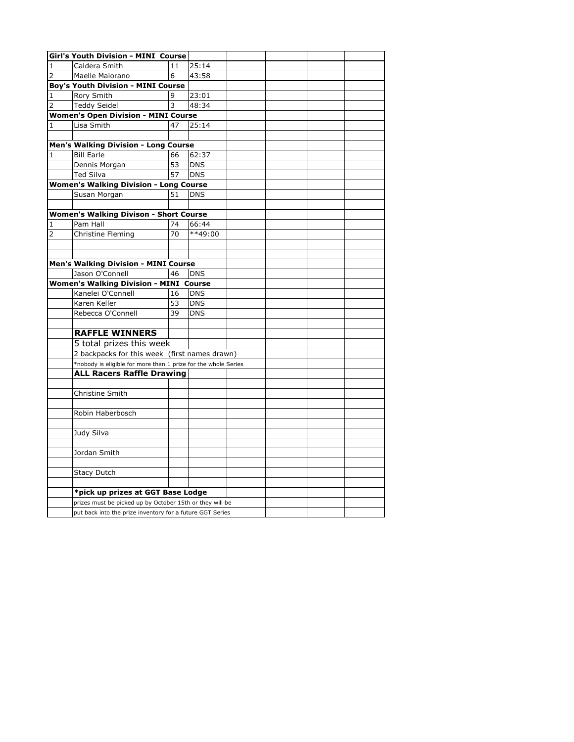| | | | | | | | |
|---|---|---|---|---|---|---|---|
| **Girl's Youth Division - MINI Course** | | | | | | | |
| 1 | Caldera Smith | 11 | 25:14 | | | | |
| 2 | Maelle Maiorano | 6 | 43:58 | | | | |
| **Boy's Youth Division - MINI Course** | | | | | | | |
| 1 | Rory Smith | 9 | 23:01 | | | | |
| 2 | Teddy Seidel | 3 | 48:34 | | | | |
| **Women's Open Division - MINI Course** | | | | | | | |
| 1 | Lisa Smith | 47 | 25:14 | | | | |
| | | | | | | | |
| **Men's Walking Division - Long Course** | | | | | | | |
| 1 | Bill Earle | 66 | 62:37 | | | | |
| | Dennis Morgan | 53 | DNS | | | | |
| | Ted Silva | 57 | DNS | | | | |
| **Women's Walking Division - Long Course** | | | | | | | |
| | Susan Morgan | 51 | DNS | | | | |
| | | | | | | | |
| **Women's Walking Divison - Short Course** | | | | | | | |
| 1 | Pam Hall | 74 | 66:44 | | | | |
| 2 | Christine Fleming | 70 | **49:00 | | | | |
| | | | | | | | |
| | | | | | | | |
| **Men's Walking Division - MINI Course** | | | | | | | |
| | Jason O'Connell | 46 | DNS | | | | |
| **Women's Walking Division - MINI Course** | | | | | | | |
| | Kanelei O'Connell | 16 | DNS | | | | |
| | Karen Keller | 53 | DNS | | | | |
| | Rebecca O'Connell | 39 | DNS | | | | |
| | | | | | | | |
| | **RAFFLE WINNERS** | | | | | | |
| | 5 total prizes this week | | | | | | |
| | 2 backpacks for this week (first names drawn) | | | | | | |
| | *nobody is eligible for more than 1 prize for the whole Series | | | | | | |
| | **ALL Racers Raffle Drawing** | | | | | | |
| | | | | | | | |
| | Christine Smith | | | | | | |
| | | | | | | | |
| | Robin Haberbosch | | | | | | |
| | | | | | | | |
| | Judy Silva | | | | | | |
| | | | | | | | |
| | Jordan Smith | | | | | | |
| | | | | | | | |
| | Stacy Dutch | | | | | | |
| | | | | | | | |
| | **\*pick up prizes at GGT Base Lodge** | | | | | | |
| | prizes must be picked up by October 15th or they will be | | | | | | |
| | put back into the prize inventory for a future GGT Series | | | | | | |